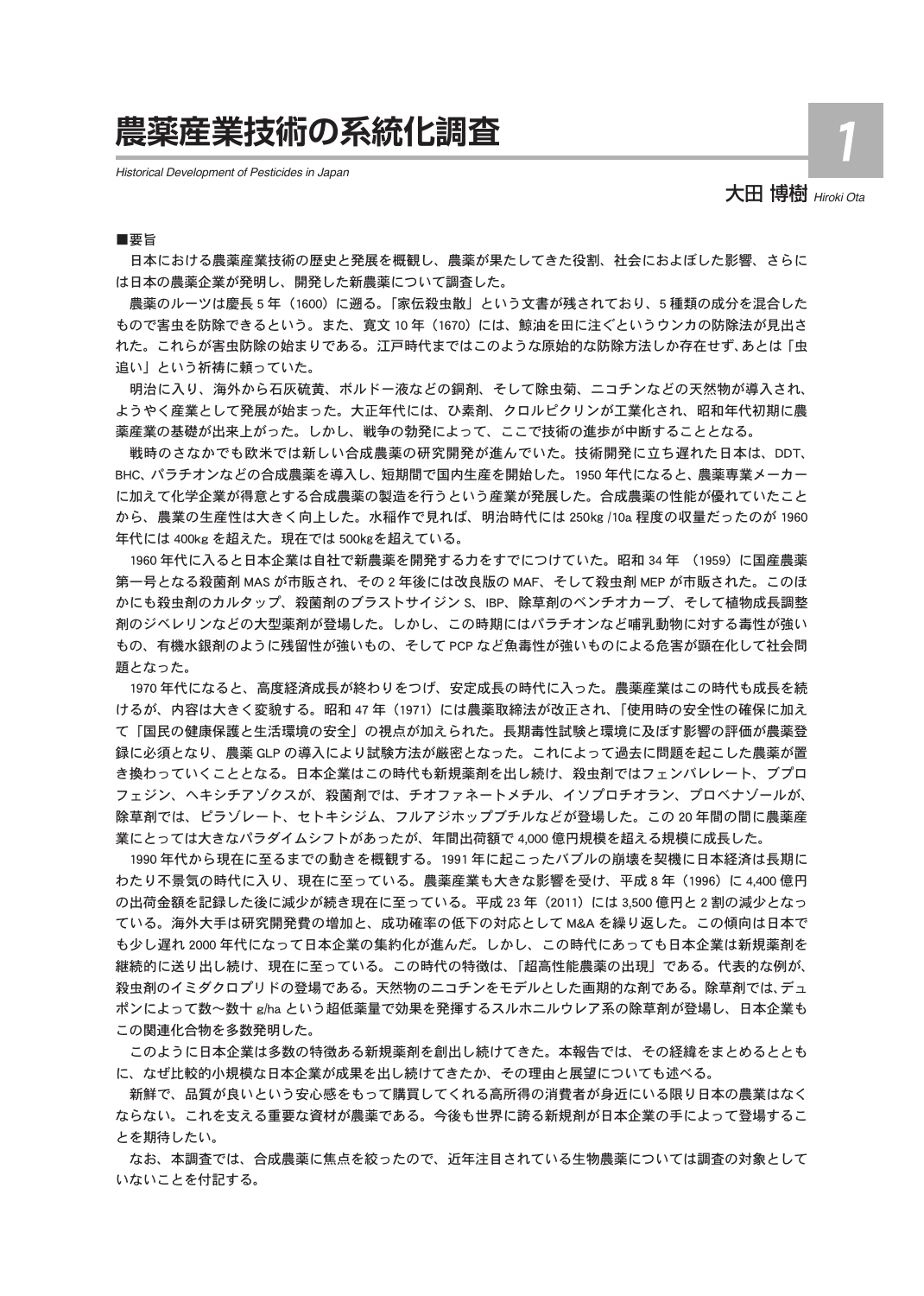# 農薬産業技術の系統化調査

*Historical Development of Pesticides in Japan*

**1**

大田 博樹 *Hiroki Ota*

■要旨

日本における農薬産業技術の歴史と発展を概観し、農薬が果たしてきた役割、社会におよぼした影響、さらには日本の農薬企業が発明し、開発した新農薬について調査した。

農薬のルーツは慶長 5 年（1600）に遡る。「家伝殺虫散」という文書が残されており、5 種類の成分を混合したもので害虫を防除できるという。また、寛文 10 年（1670）には、鯨油を田に注ぐというウンカの防除法が見出された。これらが害虫防除の始まりである。江戸時代まではこのような原始的な防除方法しか存在せず、あとは「虫追い」という祈祷に頼っていた。

明治に入り、海外から石灰硫黄、ボルドー液などの銅剤、そして除虫菊、ニコチンなどの天然物が導入され、ようやく産業として発展が始まった。大正年代には、ひ素剤、クロルピクリンが工業化され、昭和年代初期に農薬産業の基礎が出来上がった。しかし、戦争の勃発によって、ここで技術の進歩が中断することとなる。

戦時のさなかでも欧米では新しい合成農薬の研究開発が進んでいた。技術開発に立ち遅れた日本は、DDT、BHC、パラチオンなどの合成農薬を導入し、短期間で国内生産を開始した。1950 年代になると、農薬専業メーカーに加えて化学企業が得意とする合成農薬の製造を行うという産業が発展した。合成農薬の性能が優れていたことから、農業の生産性は大きく向上した。水稲作で見れば、明治時代には 250kg /10a 程度の収量だったのが 1960 年代には 400kg を超えた。現在では 500kgを超えている。

1960 年代に入ると日本企業は自社で新農薬を開発する力をすでにつけていた。昭和 34 年 （1959）に国産農薬第一号となる殺菌剤 MAS が市販され、その 2 年後には改良版の MAF、そして殺虫剤 MEP が市販された。このほかにも殺虫剤のカルタップ、殺菌剤のブラストサイジン S、IBP、除草剤のベンチオカーブ、そして植物成長調整剤のジベレリンなどの大型薬剤が登場した。しかし、この時期にはパラチオンなど哺乳動物に対する毒性が強いもの、有機水銀剤のように残留性が強いもの、そして PCP など魚毒性が強いものによる危害が顕在化して社会問題となった。

1970 年代になると、高度経済成長が終わりをつげ、安定成長の時代に入った。農薬産業はこの時代も成長を続けるが、内容は大きく変貌する。昭和 47 年（1971）には農薬取締法が改正され、「使用時の安全性の確保に加えて「国民の健康保護と生活環境の安全」の視点が加えられた。長期毒性試験と環境に及ぼす影響の評価が農薬登録に必須となり、農薬 GLP の導入により試験方法が厳密となった。これによって過去に問題を起こした農薬が置き換わっていくこととなる。日本企業はこの時代も新規薬剤を出し続け、殺虫剤ではフェンバレレート、ブプロフェジン、ヘキシチアゾクスが、殺菌剤では、チオファネートメチル、イソプロチオラン、プロベナゾールが、除草剤では、ピラゾレート、セトキシジム、フルアジホップブチルなどが登場した。この 20 年間の間に農薬産業にとっては大きなパラダイムシフトがあったが、年間出荷額で 4,000 億円規模を超える規模に成長した。

1990 年代から現在に至るまでの動きを概観する。1991 年に起こったバブルの崩壊を契機に日本経済は長期にわたり不景気の時代に入り、現在に至っている。農薬産業も大きな影響を受け、平成 8 年（1996）に 4,400 億円の出荷金額を記録した後に減少が続き現在に至っている。平成 23 年（2011）には 3,500 億円と 2 割の減少となっている。海外大手は研究開発費の増加と、成功確率の低下の対応として M&A を繰り返した。この傾向は日本でも少し遅れ 2000 年代になって日本企業の集約化が進んだ。しかし、この時代にあっても日本企業は新規薬剤を継続的に送り出し続け、現在に至っている。この時代の特徴は、「超高性能農薬の出現」である。代表的な例が、殺虫剤のイミダクロプリドの登場である。天然物のニコチンをモデルとした画期的な剤である。除草剤では、デュポンによって数～数十 g/ha という超低薬量で効果を発揮するスルホニルウレア系の除草剤が登場し、日本企業もこの関連化合物を多数発明した。

このように日本企業は多数の特徴ある新規薬剤を創出し続けてきた。本報告では、その経緯をまとめるとともに、なぜ比較的小規模な日本企業が成果を出し続けてきたか、その理由と展望についても述べる。

新鮮で、品質が良いという安心感をもって購買してくれる高所得の消費者が身近にいる限り日本の農業はなくならない。これを支える重要な資材が農薬である。今後も世界に誇る新規剤が日本企業の手によって登場することを期待したい。

なお、本調査では、合成農薬に焦点を絞ったので、近年注目されている生物農薬については調査の対象としていないことを付記する。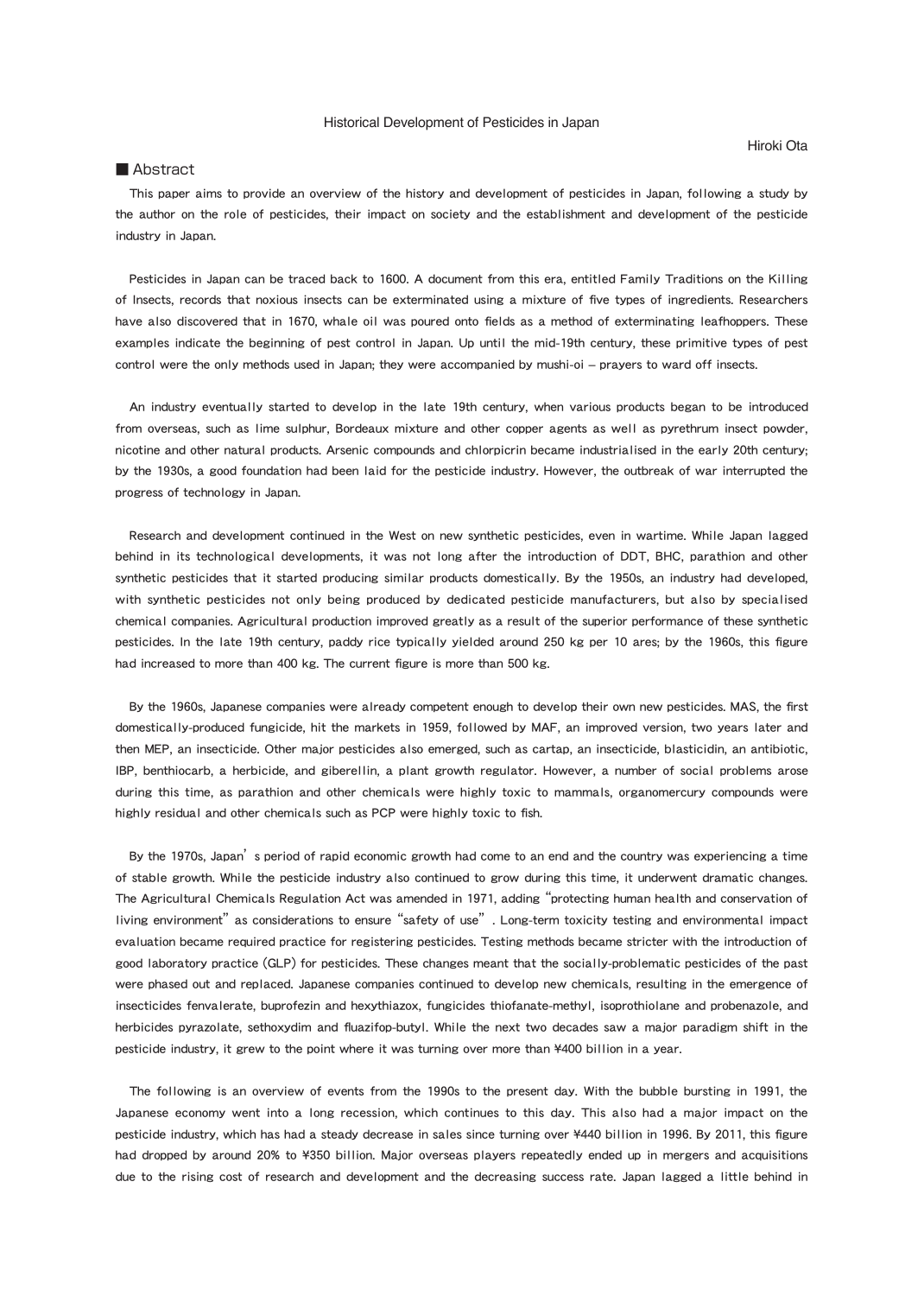Historical Development of Pesticides in Japan

Hiroki Ota

## ■ Abstract

This paper aims to provide an overview of the history and development of pesticides in Japan, following a study by the author on the role of pesticides, their impact on society and the establishment and development of the pesticide industry in Japan.

Pesticides in Japan can be traced back to 1600. A document from this era, entitled Family Traditions on the Killing of Insects, records that noxious insects can be exterminated using a mixture of five types of ingredients. Researchers have also discovered that in 1670, whale oil was poured onto fields as a method of exterminating leafhoppers. These examples indicate the beginning of pest control in Japan. Up until the mid-19th century, these primitive types of pest control were the only methods used in Japan; they were accompanied by mushi-oi – prayers to ward off insects.

An industry eventually started to develop in the late 19th century, when various products began to be introduced from overseas, such as lime sulphur, Bordeaux mixture and other copper agents as well as pyrethrum insect powder, nicotine and other natural products. Arsenic compounds and chlorpicrin became industrialised in the early 20th century; by the 1930s, a good foundation had been laid for the pesticide industry. However, the outbreak of war interrupted the progress of technology in Japan.

Research and development continued in the West on new synthetic pesticides, even in wartime. While Japan lagged behind in its technological developments, it was not long after the introduction of DDT, BHC, parathion and other synthetic pesticides that it started producing similar products domestically. By the 1950s, an industry had developed, with synthetic pesticides not only being produced by dedicated pesticide manufacturers, but also by specialised chemical companies. Agricultural production improved greatly as a result of the superior performance of these synthetic pesticides. In the late 19th century, paddy rice typically yielded around 250 kg per 10 ares; by the 1960s, this figure had increased to more than 400 kg. The current figure is more than 500 kg.

By the 1960s, Japanese companies were already competent enough to develop their own new pesticides. MAS, the first domestically-produced fungicide, hit the markets in 1959, followed by MAF, an improved version, two years later and then MEP, an insecticide. Other major pesticides also emerged, such as cartap, an insecticide, blasticidin, an antibiotic, IBP, benthiocarb, a herbicide, and giberellin, a plant growth regulator. However, a number of social problems arose during this time, as parathion and other chemicals were highly toxic to mammals, organomercury compounds were highly residual and other chemicals such as PCP were highly toxic to fish.

By the 1970s, Japan's period of rapid economic growth had come to an end and the country was experiencing a time of stable growth. While the pesticide industry also continued to grow during this time, it underwent dramatic changes. The Agricultural Chemicals Regulation Act was amended in 1971, adding "protecting human health and conservation of living environment" as considerations to ensure "safety of use". Long-term toxicity testing and environmental impact evaluation became required practice for registering pesticides. Testing methods became stricter with the introduction of good laboratory practice (GLP) for pesticides. These changes meant that the socially-problematic pesticides of the past were phased out and replaced. Japanese companies continued to develop new chemicals, resulting in the emergence of insecticides fenvalerate, buprofezin and hexythiazox, fungicides thiofanate-methyl, isoprothiolane and probenazole, and herbicides pyrazolate, sethoxydim and fluazifop-butyl. While the next two decades saw a major paradigm shift in the pesticide industry, it grew to the point where it was turning over more than ¥400 billion in a year.

The following is an overview of events from the 1990s to the present day. With the bubble bursting in 1991, the Japanese economy went into a long recession, which continues to this day. This also had a major impact on the pesticide industry, which has had a steady decrease in sales since turning over ¥440 billion in 1996. By 2011, this figure had dropped by around 20% to ¥350 billion. Major overseas players repeatedly ended up in mergers and acquisitions due to the rising cost of research and development and the decreasing success rate. Japan lagged a little behind in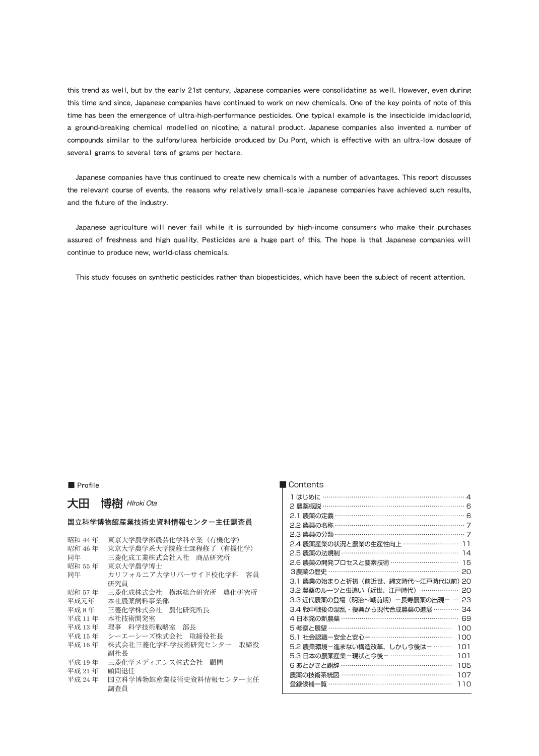this trend as well, but by the early 21st century, Japanese companies were consolidating as well. However, even during this time and since, Japanese companies have continued to work on new chemicals. One of the key points of note of this time has been the emergence of ultra-high-performance pesticides. One typical example is the insecticide imidacloprid, a ground-breaking chemical modelled on nicotine, a natural product. Japanese companies also invented a number of compounds similar to the sulfonylurea herbicide produced by Du Pont, which is effective with an ultra-low dosage of several grams to several tens of grams per hectare.

Japanese companies have thus continued to create new chemicals with a number of advantages. This report discusses the relevant course of events, the reasons why relatively small-scale Japanese companies have achieved such results, and the future of the industry.

Japanese agriculture will never fail while it is surrounded by high-income consumers who make their purchases assured of freshness and high quality. Pesticides are a huge part of this. The hope is that Japanese companies will continue to produce new, world-class chemicals.

This study focuses on synthetic pesticides rather than biopesticides, which have been the subject of recent attention.

## ■ Profile

**大田　博樹** *HIroki Ota*

**国立科学博物館産業技術史資料情報センター主任調査員**

| | |
|---|---|
| 昭和 44 年 | 東京大学農学部農芸化学科卒業（有機化学） |
| 昭和 46 年 | 東京大学農学系大学院修士課程修了（有機化学） |
| 同年 | 三菱化成工業株式会社入社　商品研究所 |
| 昭和 55 年 | 東京大学農学博士 |
| 同年 | カリフォルニア大学リバーサイド校化学科　客員研究員 |
| 昭和 57 年 | 三菱化成株式会社　横浜総合研究所　農化研究所 |
| 平成元年 | 本社農薬飼料事業部 |
| 平成 8 年 | 三菱化学株式会社　農化研究所長 |
| 平成 11 年 | 本社技術開発室 |
| 平成 13 年 | 理事　科学技術戦略室　部長 |
| 平成 15 年 | シーエーシーズ株式会社　取締役社長 |
| 平成 16 年 | 株式会社三菱化学科学技術研究センター　取締役副社長 |
| 平成 19 年 | 三菱化学メディエンス株式会社　顧問 |
| 平成 21 年 | 顧問退任 |
| 平成 24 年 | 国立科学博物館産業技術史資料情報センター主任調査員 |

## ■ Contents

- 1 はじめに …… 4
- 2 農薬概説 …… 6
- 2.1 農薬の定義 …… 6
- 2.2 農薬の名称 …… 7
- 2.3 農薬の分類 …… 7
- 2.4 農薬産業の状況と農業の生産性向上 …… 11
- 2.5 農薬の法規制 …… 14
- 2.6 農薬の開発プロセスと要素技術 …… 15
- 3農薬の歴史 …… 20
- 3.1 農業の始まりと祈祷（前近世、縄文時代～江戸時代以前）20
- 3.2 農薬のルーツと虫追い（近世、江戸時代） …… 20
- 3.3 近代農業の登場（明治～戦前期）－長寿農業の出現－ … 23
- 3.4 戦中戦後の混乱・復興から現代合成農薬の進展 …… 34
- 4 日本発の新農薬 …… 69
- 5 考察と展望 …… 100
- 5.1 社会認識－安全と安心－ …… 100
- 5.2 農業環境－進まない構造改革、しかし今後は－ …… 101
- 5.3 日本の農薬産業－現状と今後－ …… 101
- 6 あとがきと謝辞 …… 105
- 農薬の技術系統図 …… 107
- 登録候補一覧 …… 110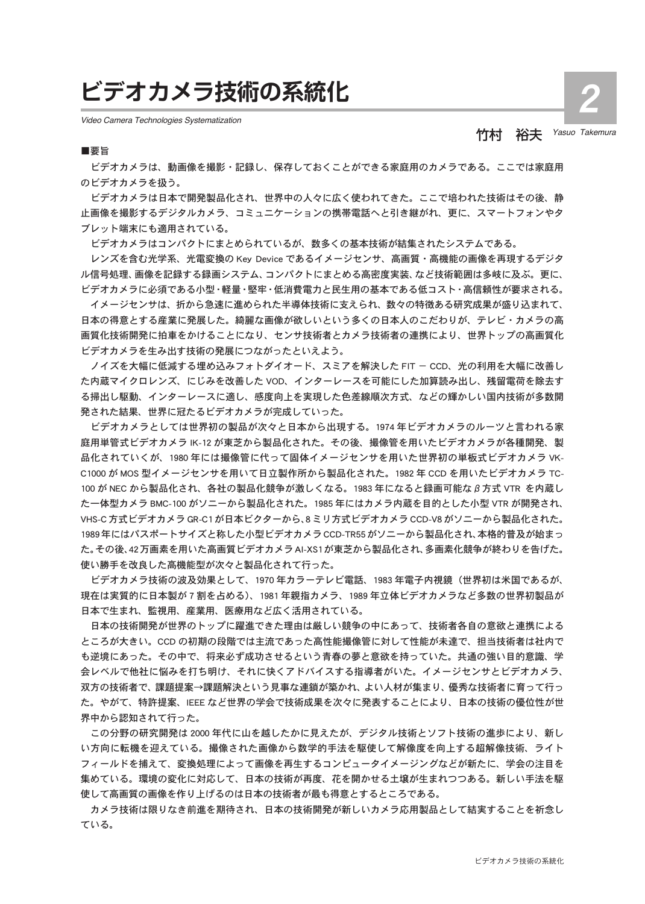# ビデオカメラ技術の系統化

*Video Camera Technologies Systematization*

2

竹村　裕夫 *Yasuo Takemura*

■要旨

ビデオカメラは、動画像を撮影・記録し、保存しておくことができる家庭用のカメラである。ここでは家庭用のビデオカメラを扱う。

ビデオカメラは日本で開発製品化され、世界中の人々に広く使われてきた。ここで培われた技術はその後、静止画像を撮影するデジタルカメラ、コミュニケーションの携帯電話へと引き継がれ、更に、スマートフォンやタブレット端末にも適用されている。

ビデオカメラはコンパクトにまとめられているが、数多くの基本技術が結集されたシステムである。

レンズを含む光学系、光電変換の Key Device であるイメージセンサ、高画質・高機能の画像を再現するデジタル信号処理、画像を記録する録画システム、コンパクトにまとめる高密度実装、など技術範囲は多岐に及ぶ。更に、ビデオカメラに必須である小型・軽量・堅牢・低消費電力と民生用の基本である低コスト・高信頼性が要求される。

イメージセンサは、折から急速に進められた半導体技術に支えられ、数々の特徴ある研究成果が盛り込まれて、日本の得意とする産業に発展した。綺麗な画像が欲しいという多くの日本人のこだわりが、テレビ・カメラの高画質化技術開発に拍車をかけることになり、センサ技術者とカメラ技術者の連携により、世界トップの高画質化ビデオカメラを生み出す技術の発展につながったといえよう。

ノイズを大幅に低減する埋め込みフォトダイオード、スミアを解決した FIT − CCD、光の利用を大幅に改善した内蔵マイクロレンズ、にじみを改善した VOD、インターレースを可能にした加算読み出し、残留電荷を除去する掃出し駆動、インターレースに適し、感度向上を実現した色差線順次方式、などの輝かしい国内技術が多数開発された結果、世界に冠たるビデオカメラが完成していった。

ビデオカメラとしては世界初の製品が次々と日本から出現する。1974 年ビデオカメラのルーツと言われる家庭用単管式ビデオカメラ IK-12 が東芝から製品化された。その後、撮像管を用いたビデオカメラが各種開発、製品化されていくが、1980 年には撮像管に代って固体イメージセンサを用いた世界初の単板式ビデオカメラ VK-C1000 が MOS 型イメージセンサを用いて日立製作所から製品化された。1982 年 CCD を用いたビデオカメラ TC-100 が NEC から製品化され、各社の製品化競争が激しくなる。1983 年になると録画可能な β 方式 VTR を内蔵した一体型カメラ BMC-100 がソニーから製品化された。1985 年にはカメラ内蔵を目的とした小型 VTR が開発され、VHS-C 方式ビデオカメラ GR-C1 が日本ビクターから、8 ミリ方式ビデオカメラ CCD-V8 がソニーから製品化された。1989 年にはパスポートサイズと称した小型ビデオカメラ CCD-TR55 がソニーから製品化され、本格的普及が始まった。その後、42 万画素を用いた高画質ビデオカメラ AI-XS1 が東芝から製品化され、多画素化競争が終わりを告げた。使い勝手を改良した高機能型が次々と製品化されて行った。

ビデオカメラ技術の波及効果として、1970 年カラーテレビ電話、1983 年電子内視鏡（世界初は米国であるが、現在は実質的に日本製が 7 割を占める）、1981 年親指カメラ、1989 年立体ビデオカメラなど多数の世界初製品が日本で生まれ、監視用、産業用、医療用など広く活用されている。

日本の技術開発が世界のトップに躍進できた理由は厳しい競争の中にあって、技術者各自の意欲と連携によるところが大きい。CCD の初期の段階では主流であった高性能撮像管に対して性能が未達で、担当技術者は社内でも逆境にあった。その中で、将来必ず成功させるという青春の夢と意欲を持っていた。共通の強い目的意識、学会レベルで他社に悩みを打ち明け、それに快くアドバイスする指導者がいた。イメージセンサとビデオカメラ、双方の技術者で、課題提案→課題解決という見事な連鎖が築かれ、よい人材が集まり、優秀な技術者に育って行った。やがて、特許提案、IEEE など世界の学会で技術成果を次々に発表することにより、日本の技術の優位性が世界中から認知されて行った。

この分野の研究開発は 2000 年代に山を越したかに見えたが、デジタル技術とソフト技術の進歩により、新しい方向に転機を迎えている。撮像された画像から数学的手法を駆使して解像度を向上する超解像技術、ライトフィールドを捕えて、変換処理によって画像を再生するコンピュータイメージングなどが新たに、学会の注目を集めている。環境の変化に対応して、日本の技術が再度、花を開かせる土壌が生まれつつある。新しい手法を駆使して高画質の画像を作り上げるのは日本の技術者が最も得意とするところである。

カメラ技術は限りなき前進を期待され、日本の技術開発が新しいカメラ応用製品として結実することを祈念している。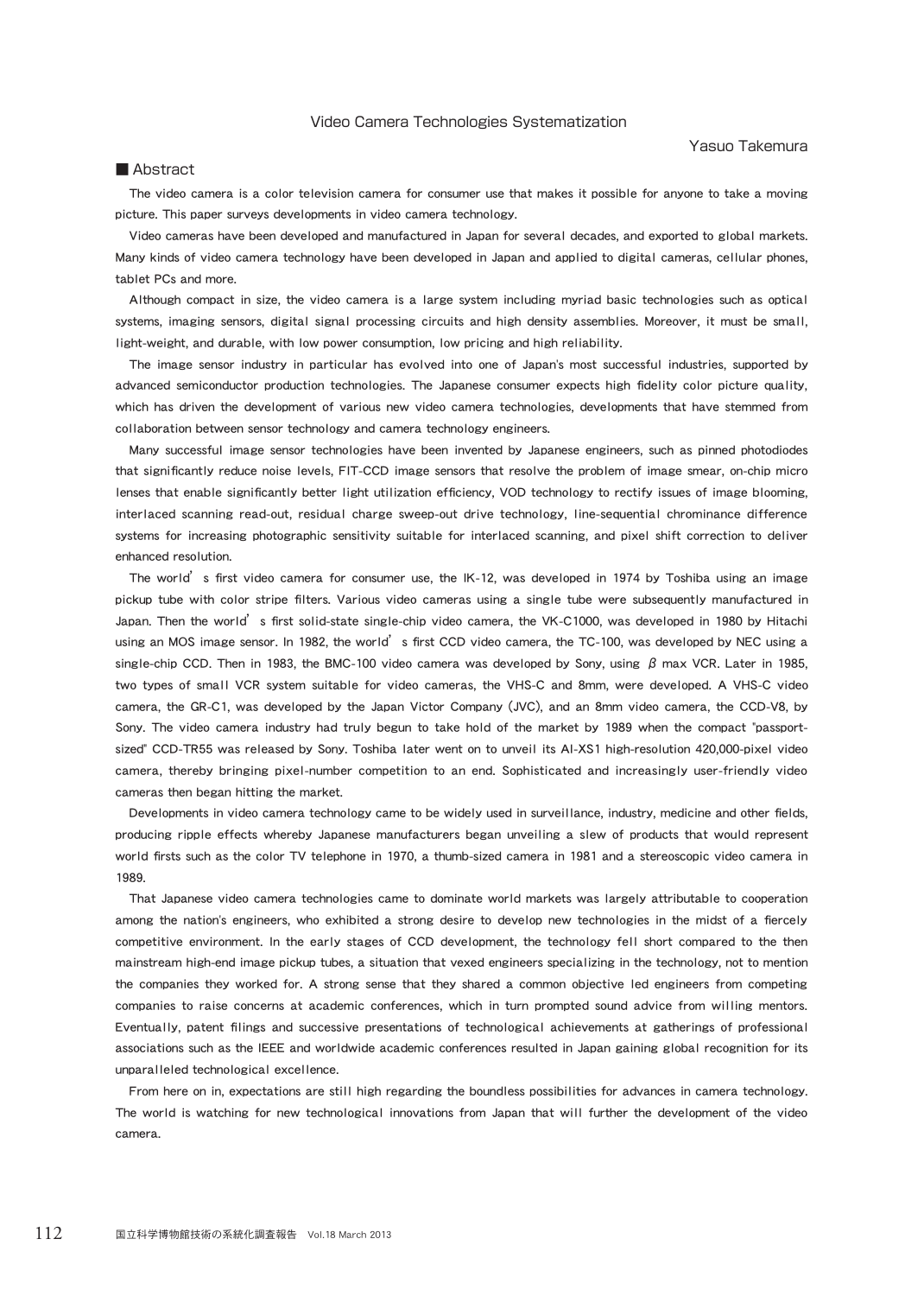# Video Camera Technologies Systematization

Yasuo Takemura

## ■ Abstract

The video camera is a color television camera for consumer use that makes it possible for anyone to take a moving picture. This paper surveys developments in video camera technology.

Video cameras have been developed and manufactured in Japan for several decades, and exported to global markets. Many kinds of video camera technology have been developed in Japan and applied to digital cameras, cellular phones, tablet PCs and more.

Although compact in size, the video camera is a large system including myriad basic technologies such as optical systems, imaging sensors, digital signal processing circuits and high density assemblies. Moreover, it must be small, light-weight, and durable, with low power consumption, low pricing and high reliability.

The image sensor industry in particular has evolved into one of Japan's most successful industries, supported by advanced semiconductor production technologies. The Japanese consumer expects high fidelity color picture quality, which has driven the development of various new video camera technologies, developments that have stemmed from collaboration between sensor technology and camera technology engineers.

Many successful image sensor technologies have been invented by Japanese engineers, such as pinned photodiodes that significantly reduce noise levels, FIT-CCD image sensors that resolve the problem of image smear, on-chip micro lenses that enable significantly better light utilization efficiency, VOD technology to rectify issues of image blooming, interlaced scanning read-out, residual charge sweep-out drive technology, line-sequential chrominance difference systems for increasing photographic sensitivity suitable for interlaced scanning, and pixel shift correction to deliver enhanced resolution.

The world's first video camera for consumer use, the IK-12, was developed in 1974 by Toshiba using an image pickup tube with color stripe filters. Various video cameras using a single tube were subsequently manufactured in Japan. Then the world's first solid-state single-chip video camera, the VK-C1000, was developed in 1980 by Hitachi using an MOS image sensor. In 1982, the world's first CCD video camera, the TC-100, was developed by NEC using a single-chip CCD. Then in 1983, the BMC-100 video camera was developed by Sony, using β max VCR. Later in 1985, two types of small VCR system suitable for video cameras, the VHS-C and 8mm, were developed. A VHS-C video camera, the GR-C1, was developed by the Japan Victor Company (JVC), and an 8mm video camera, the CCD-V8, by Sony. The video camera industry had truly begun to take hold of the market by 1989 when the compact "passport-sized" CCD-TR55 was released by Sony. Toshiba later went on to unveil its AI-XS1 high-resolution 420,000-pixel video camera, thereby bringing pixel-number competition to an end. Sophisticated and increasingly user-friendly video cameras then began hitting the market.

Developments in video camera technology came to be widely used in surveillance, industry, medicine and other fields, producing ripple effects whereby Japanese manufacturers began unveiling a slew of products that would represent world firsts such as the color TV telephone in 1970, a thumb-sized camera in 1981 and a stereoscopic video camera in 1989.

That Japanese video camera technologies came to dominate world markets was largely attributable to cooperation among the nation's engineers, who exhibited a strong desire to develop new technologies in the midst of a fiercely competitive environment. In the early stages of CCD development, the technology fell short compared to the then mainstream high-end image pickup tubes, a situation that vexed engineers specializing in the technology, not to mention the companies they worked for. A strong sense that they shared a common objective led engineers from competing companies to raise concerns at academic conferences, which in turn prompted sound advice from willing mentors. Eventually, patent filings and successive presentations of technological achievements at gatherings of professional associations such as the IEEE and worldwide academic conferences resulted in Japan gaining global recognition for its unparalleled technological excellence.

From here on in, expectations are still high regarding the boundless possibilities for advances in camera technology. The world is watching for new technological innovations from Japan that will further the development of the video camera.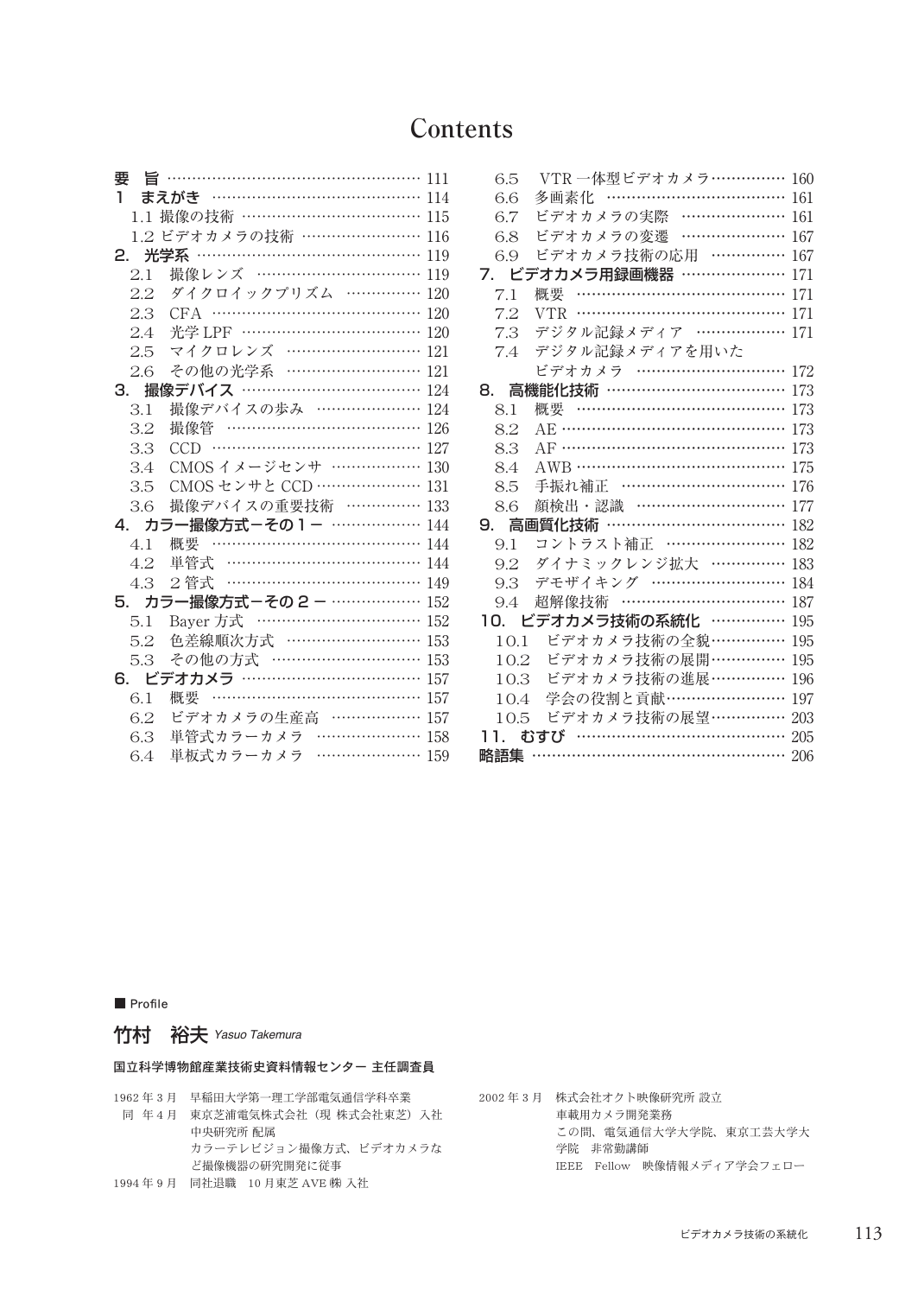# Contents

**要　旨** ……………………………………………… 111
**1　まえがき** …………………………………… 114
1.1 撮像の技術 ……………………………… 115
1.2 ビデオカメラの技術 …………………… 116
**2.　光学系** ……………………………………… 119
2.1　撮像レンズ …………………………… 119
2.2　ダイクロイックプリズム …………… 120
2.3　CFA …………………………………… 120
2.4　光学 LPF ……………………………… 120
2.5　マイクロレンズ ……………………… 121
2.6　その他の光学系 ……………………… 121
**3.　撮像デバイス** ……………………………… 124
3.1　撮像デバイスの歩み ………………… 124
3.2　撮像管 ………………………………… 126
3.3　CCD …………………………………… 127
3.4　CMOS イメージセンサ ……………… 130
3.5　CMOS センサと CCD ………………… 131
3.6　撮像デバイスの重要技術 …………… 133
**4.　カラー撮像方式－その１－** ……………… 144
4.1　概要 …………………………………… 144
4.2　単管式 ………………………………… 144
4.3　２管式 ………………………………… 149
**5.　カラー撮像方式－その２－** ……………… 152
5.1　Bayer 方式 …………………………… 152
5.2　色差線順次方式 ……………………… 153
5.3　その他の方式 ………………………… 153
**6.　ビデオカメラ** ……………………………… 157
6.1　概要 …………………………………… 157
6.2　ビデオカメラの生産高 ……………… 157
6.3　単管式カラーカメラ ………………… 158
6.4　単板式カラーカメラ ………………… 159
6.5　VTR 一体型ビデオカメラ …………… 160
6.6　多画素化 ……………………………… 161
6.7　ビデオカメラの実際 ………………… 161
6.8　ビデオカメラの変遷 ………………… 167
6.9　ビデオカメラ技術の応用 …………… 167
**7.　ビデオカメラ用録画機器** ………………… 171
7.1　概要 …………………………………… 171
7.2　VTR …………………………………… 171
7.3　デジタル記録メディア ……………… 171
7.4　デジタル記録メディアを用いたビデオカメラ ………………………… 172
**8.　高機能化技術** ……………………………… 173
8.1　概要 …………………………………… 173
8.2　AE ……………………………………… 173
8.3　AF ……………………………………… 173
8.4　AWB …………………………………… 175
8.5　手振れ補正 …………………………… 176
8.6　顔検出・認識 ………………………… 177
**9.　高画質化技術** ……………………………… 182
9.1　コントラスト補正 …………………… 182
9.2　ダイナミックレンジ拡大 …………… 183
9.3　デモザイキング ……………………… 184
9.4　超解像技術 …………………………… 187
**10.　ビデオカメラ技術の系統化** …………… 195
10.1　ビデオカメラ技術の全貌…………… 195
10.2　ビデオカメラ技術の展開…………… 195
10.3　ビデオカメラ技術の進展…………… 196
10.4　学会の役割と貢献…………………… 197
10.5　ビデオカメラ技術の展望…………… 203
**11.　むすび** …………………………………… 205
**略語集** ………………………………………… 206

■ Profile

**竹村　裕夫** *Yasuo Takemura*

**国立科学博物館産業技術史資料情報センター 主任調査員**

1962 年 3 月　早稲田大学第一理工学部電気通信学科卒業
同　年 4 月　東京芝浦電気株式会社（現 株式会社東芝）入社
　　　　　中央研究所 配属
　　　　　カラーテレビジョン撮像方式、ビデオカメラなど撮像機器の研究開発に従事
1994 年 9 月　同社退職　10 月東芝 AVE ㈱ 入社
2002 年 3 月　株式会社オクト映像研究所 設立
　　　　　車載用カメラ開発業務
　　　　　この間、電気通信大学大学院、東京工芸大学大学院　非常勤講師
　　　　　IEEE　Fellow　映像情報メディア学会フェロー